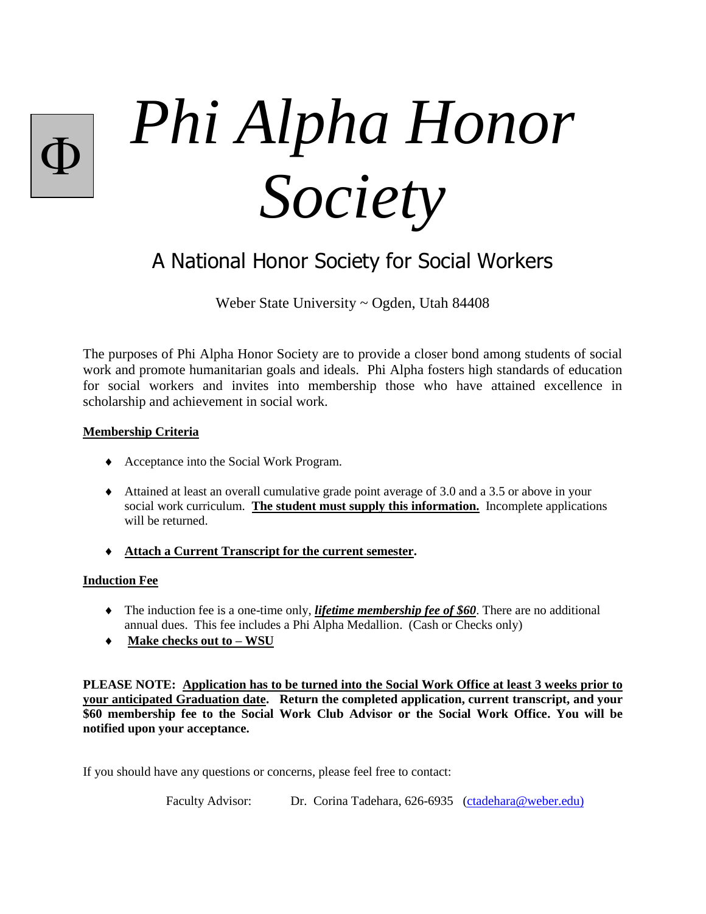Φ

# *Phi Alpha Honor Society*

## A National Honor Society for Social Workers

Weber State University ~ Ogden, Utah 84408

The purposes of Phi Alpha Honor Society are to provide a closer bond among students of social work and promote humanitarian goals and ideals. Phi Alpha fosters high standards of education for social workers and invites into membership those who have attained excellence in scholarship and achievement in social work.

**Membership Criteria**

- Acceptance into the Social Work Program.
- Attained at least an overall cumulative grade point average of 3.0 and a 3.5 or above in your social work curriculum. **The student must supply this information.** Incomplete applications will be returned.
- **Attach a Current Transcript for the current semester.**

**Induction Fee**

- The induction fee is a one-time only, ***lifetime membership fee of $60***. There are no additional annual dues. This fee includes a Phi Alpha Medallion. (Cash or Checks only)
- **Make checks out to – WSU**

**PLEASE NOTE: Application has to be turned into the Social Work Office at least 3 weeks prior to your anticipated Graduation date. Return the completed application, current transcript, and your $60 membership fee to the Social Work Club Advisor or the Social Work Office. You will be notified upon your acceptance.**

If you should have any questions or concerns, please feel free to contact:

Faculty Advisor: Dr. Corina Tadehara, 626-6935 (ctadehara@weber.edu)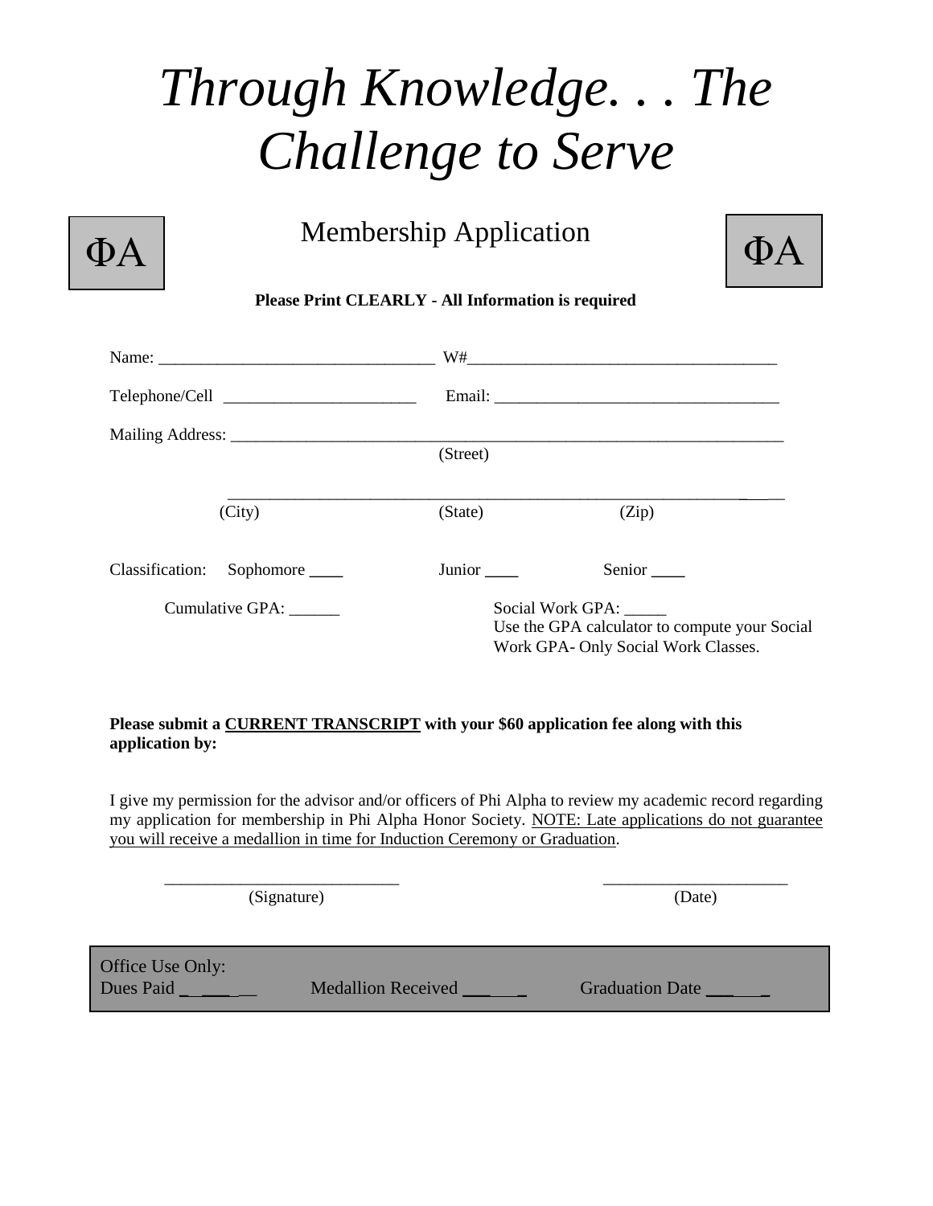# *Through Knowledge. . . The Challenge to Serve*

ΦΑ

## Membership Application

ΦΑ

**Please Print CLEARLY - All Information is required**

Name: _________________________________ W#_____________________________________

Telephone/Cell _______________________ Email: __________________________________

Mailing Address: _____________________________________________________________________
(Street)

_____________________________________________________________________
(City) (State) (Zip)

Classification: Sophomore ____ Junior ____ Senior ____

Cumulative GPA: ______

Social Work GPA: _____
Use the GPA calculator to compute your Social Work GPA- Only Social Work Classes.

**Please submit a <u>CURRENT TRANSCRIPT</u> with your $60 application fee along with this application by:**

I give my permission for the advisor and/or officers of Phi Alpha to review my academic record regarding my application for membership in Phi Alpha Honor Society. <u>NOTE: Late applications do not guarantee you will receive a medallion in time for Induction Ceremony or Graduation</u>.

____________________________ (Signature)

______________________ (Date)

Office Use Only:
Dues Paid ________ Medallion Received ________ Graduation Date ________